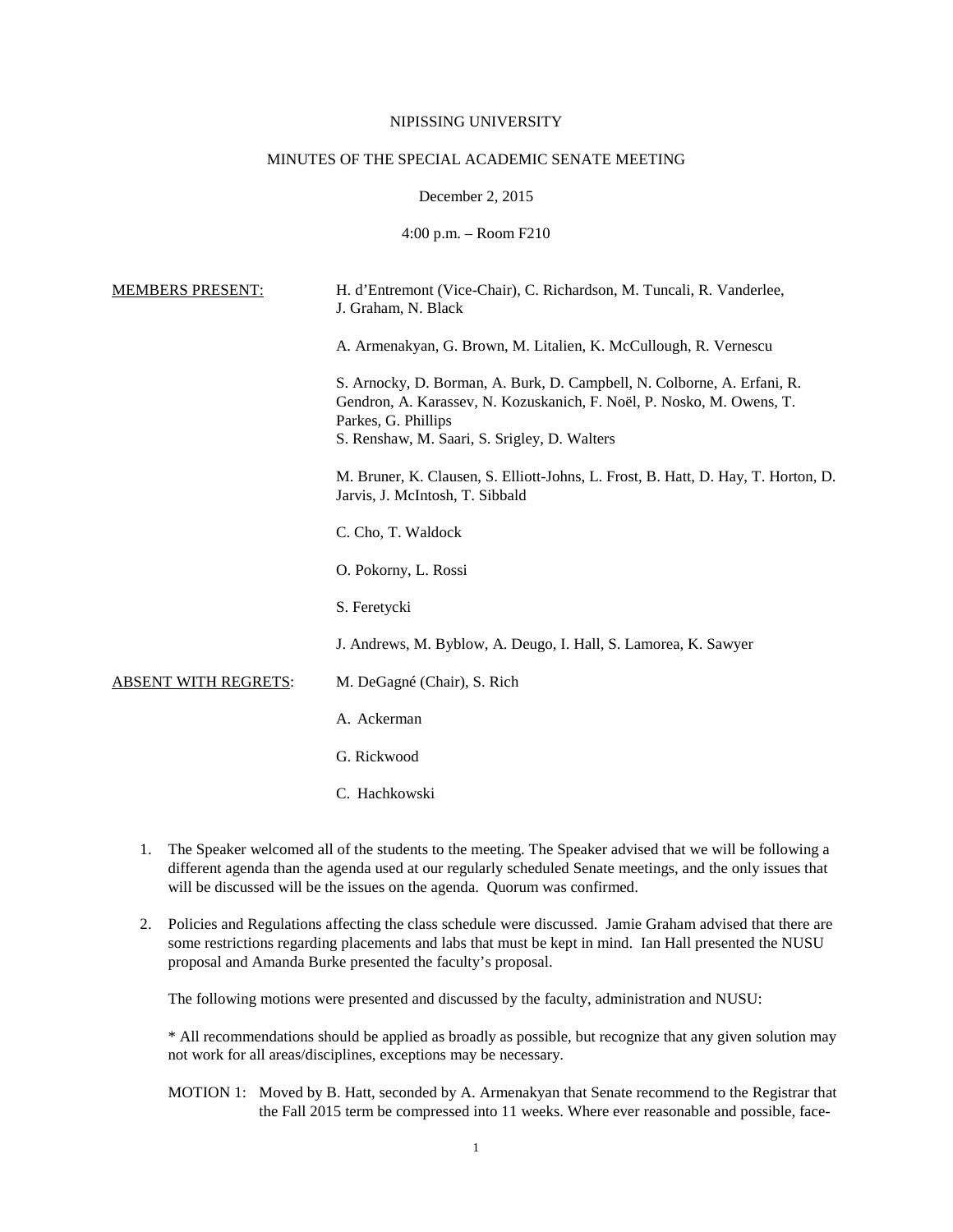NIPISSING UNIVERSITY

MINUTES OF THE SPECIAL ACADEMIC SENATE MEETING

December 2, 2015

4:00 p.m. – Room F210

MEMBERS PRESENT: H. d'Entremont (Vice-Chair), C. Richardson, M. Tuncali, R. Vanderlee, J. Graham, N. Black

A. Armenakyan, G. Brown, M. Litalien, K. McCullough, R. Vernescu

S. Arnocky, D. Borman, A. Burk, D. Campbell, N. Colborne, A. Erfani, R. Gendron, A. Karassev, N. Kozuskanich, F. Noël, P. Nosko, M. Owens, T. Parkes, G. Phillips
S. Renshaw, M. Saari, S. Srigley, D. Walters

M. Bruner, K. Clausen, S. Elliott-Johns, L. Frost, B. Hatt, D. Hay, T. Horton, D. Jarvis, J. McIntosh, T. Sibbald

C. Cho, T. Waldock

O. Pokorny, L. Rossi

S. Feretycki

J. Andrews, M. Byblow, A. Deugo, I. Hall, S. Lamorea, K. Sawyer

ABSENT WITH REGRETS: M. DeGagné (Chair), S. Rich

A. Ackerman

G. Rickwood

C. Hachkowski

1. The Speaker welcomed all of the students to the meeting. The Speaker advised that we will be following a different agenda than the agenda used at our regularly scheduled Senate meetings, and the only issues that will be discussed will be the issues on the agenda. Quorum was confirmed.

2. Policies and Regulations affecting the class schedule were discussed. Jamie Graham advised that there are some restrictions regarding placements and labs that must be kept in mind. Ian Hall presented the NUSU proposal and Amanda Burke presented the faculty's proposal.

   The following motions were presented and discussed by the faculty, administration and NUSU:

   * All recommendations should be applied as broadly as possible, but recognize that any given solution may not work for all areas/disciplines, exceptions may be necessary.

   MOTION 1: Moved by B. Hatt, seconded by A. Armenakyan that Senate recommend to the Registrar that the Fall 2015 term be compressed into 11 weeks. Where ever reasonable and possible, face-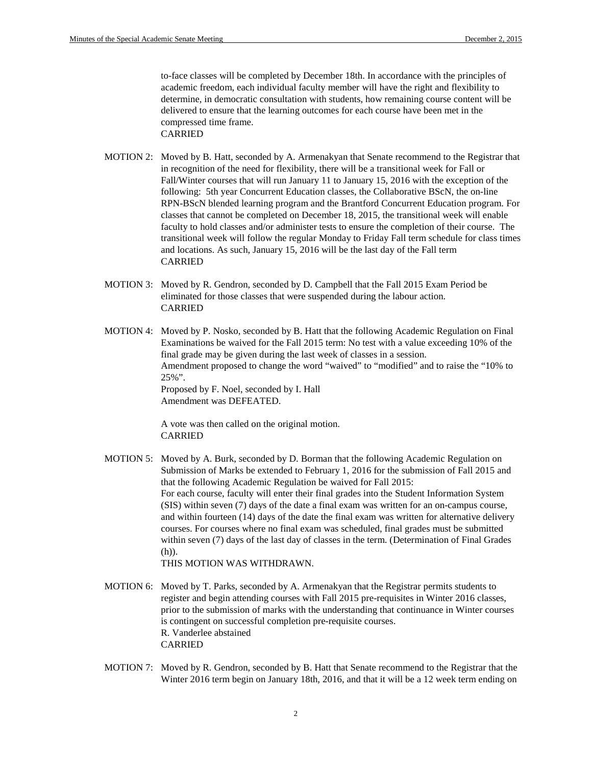to-face classes will be completed by December 18th. In accordance with the principles of academic freedom, each individual faculty member will have the right and flexibility to determine, in democratic consultation with students, how remaining course content will be delivered to ensure that the learning outcomes for each course have been met in the compressed time frame.
CARRIED

MOTION 2: Moved by B. Hatt, seconded by A. Armenakyan that Senate recommend to the Registrar that in recognition of the need for flexibility, there will be a transitional week for Fall or Fall/Winter courses that will run January 11 to January 15, 2016 with the exception of the following: 5th year Concurrent Education classes, the Collaborative BScN, the on-line RPN-BScN blended learning program and the Brantford Concurrent Education program. For classes that cannot be completed on December 18, 2015, the transitional week will enable faculty to hold classes and/or administer tests to ensure the completion of their course. The transitional week will follow the regular Monday to Friday Fall term schedule for class times and locations. As such, January 15, 2016 will be the last day of the Fall term
CARRIED

MOTION 3: Moved by R. Gendron, seconded by D. Campbell that the Fall 2015 Exam Period be eliminated for those classes that were suspended during the labour action.
CARRIED

MOTION 4: Moved by P. Nosko, seconded by B. Hatt that the following Academic Regulation on Final Examinations is waived for the Fall 2015 term: No test with a value exceeding 10% of the final grade may be given during the last week of classes in a session.
Amendment proposed to change the word "waived" to "modified" and to raise the "10% to 25%".
Proposed by F. Noel, seconded by I. Hall
Amendment was DEFEATED.

A vote was then called on the original motion.
CARRIED

MOTION 5: Moved by A. Burk, seconded by D. Borman that the following Academic Regulation on Submission of Marks be extended to February 1, 2016 for the submission of Fall 2015 and that the following Academic Regulation be waived for Fall 2015:
For each course, faculty will enter their final grades into the Student Information System (SIS) within seven (7) days of the date a final exam was written for an on-campus course, and within fourteen (14) days of the date the final exam was written for alternative delivery courses. For courses where no final exam was scheduled, final grades must be submitted within seven (7) days of the last day of classes in the term. (Determination of Final Grades (h)).
THIS MOTION WAS WITHDRAWN.

MOTION 6: Moved by T. Parks, seconded by A. Armenakyan that the Registrar permits students to register and begin attending courses with Fall 2015 pre-requisites in Winter 2016 classes, prior to the submission of marks with the understanding that continuance in Winter courses is contingent on successful completion pre-requisite courses.
R. Vanderlee abstained
CARRIED

MOTION 7: Moved by R. Gendron, seconded by B. Hatt that Senate recommend to the Registrar that the Winter 2016 term begin on January 18th, 2016, and that it will be a 12 week term ending on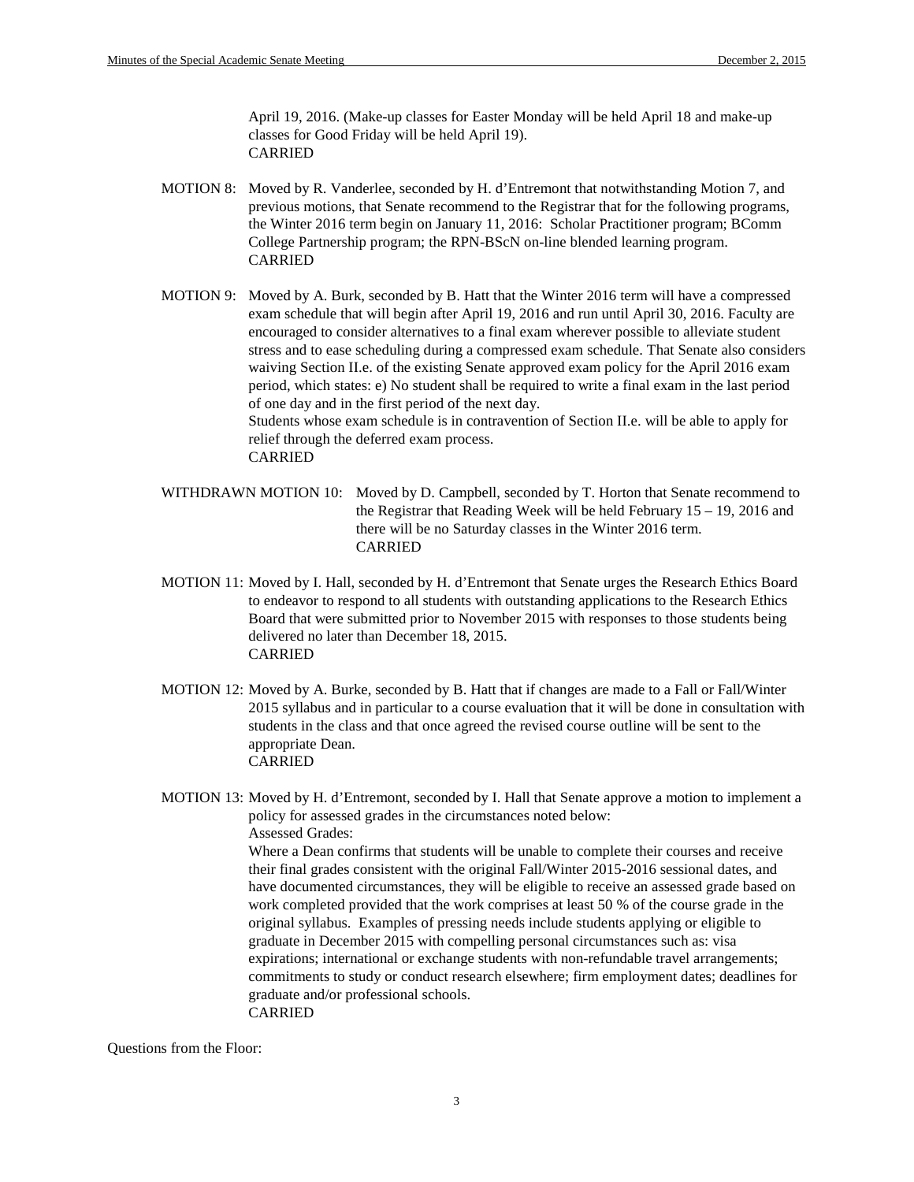April 19, 2016. (Make-up classes for Easter Monday will be held April 18 and make-up classes for Good Friday will be held April 19).
CARRIED

MOTION 8: Moved by R. Vanderlee, seconded by H. d'Entremont that notwithstanding Motion 7, and previous motions, that Senate recommend to the Registrar that for the following programs, the Winter 2016 term begin on January 11, 2016: Scholar Practitioner program; BComm College Partnership program; the RPN-BScN on-line blended learning program.
CARRIED

MOTION 9: Moved by A. Burk, seconded by B. Hatt that the Winter 2016 term will have a compressed exam schedule that will begin after April 19, 2016 and run until April 30, 2016. Faculty are encouraged to consider alternatives to a final exam wherever possible to alleviate student stress and to ease scheduling during a compressed exam schedule. That Senate also considers waiving Section II.e. of the existing Senate approved exam policy for the April 2016 exam period, which states: e) No student shall be required to write a final exam in the last period of one day and in the first period of the next day.
Students whose exam schedule is in contravention of Section II.e. will be able to apply for relief through the deferred exam process.
CARRIED

WITHDRAWN MOTION 10: Moved by D. Campbell, seconded by T. Horton that Senate recommend to the Registrar that Reading Week will be held February 15 – 19, 2016 and there will be no Saturday classes in the Winter 2016 term.
CARRIED

MOTION 11: Moved by I. Hall, seconded by H. d'Entremont that Senate urges the Research Ethics Board to endeavor to respond to all students with outstanding applications to the Research Ethics Board that were submitted prior to November 2015 with responses to those students being delivered no later than December 18, 2015.
CARRIED

MOTION 12: Moved by A. Burke, seconded by B. Hatt that if changes are made to a Fall or Fall/Winter 2015 syllabus and in particular to a course evaluation that it will be done in consultation with students in the class and that once agreed the revised course outline will be sent to the appropriate Dean.
CARRIED

MOTION 13: Moved by H. d'Entremont, seconded by I. Hall that Senate approve a motion to implement a policy for assessed grades in the circumstances noted below:
Assessed Grades:
Where a Dean confirms that students will be unable to complete their courses and receive their final grades consistent with the original Fall/Winter 2015-2016 sessional dates, and have documented circumstances, they will be eligible to receive an assessed grade based on work completed provided that the work comprises at least 50 % of the course grade in the original syllabus. Examples of pressing needs include students applying or eligible to graduate in December 2015 with compelling personal circumstances such as: visa expirations; international or exchange students with non-refundable travel arrangements; commitments to study or conduct research elsewhere; firm employment dates; deadlines for graduate and/or professional schools.
CARRIED

Questions from the Floor: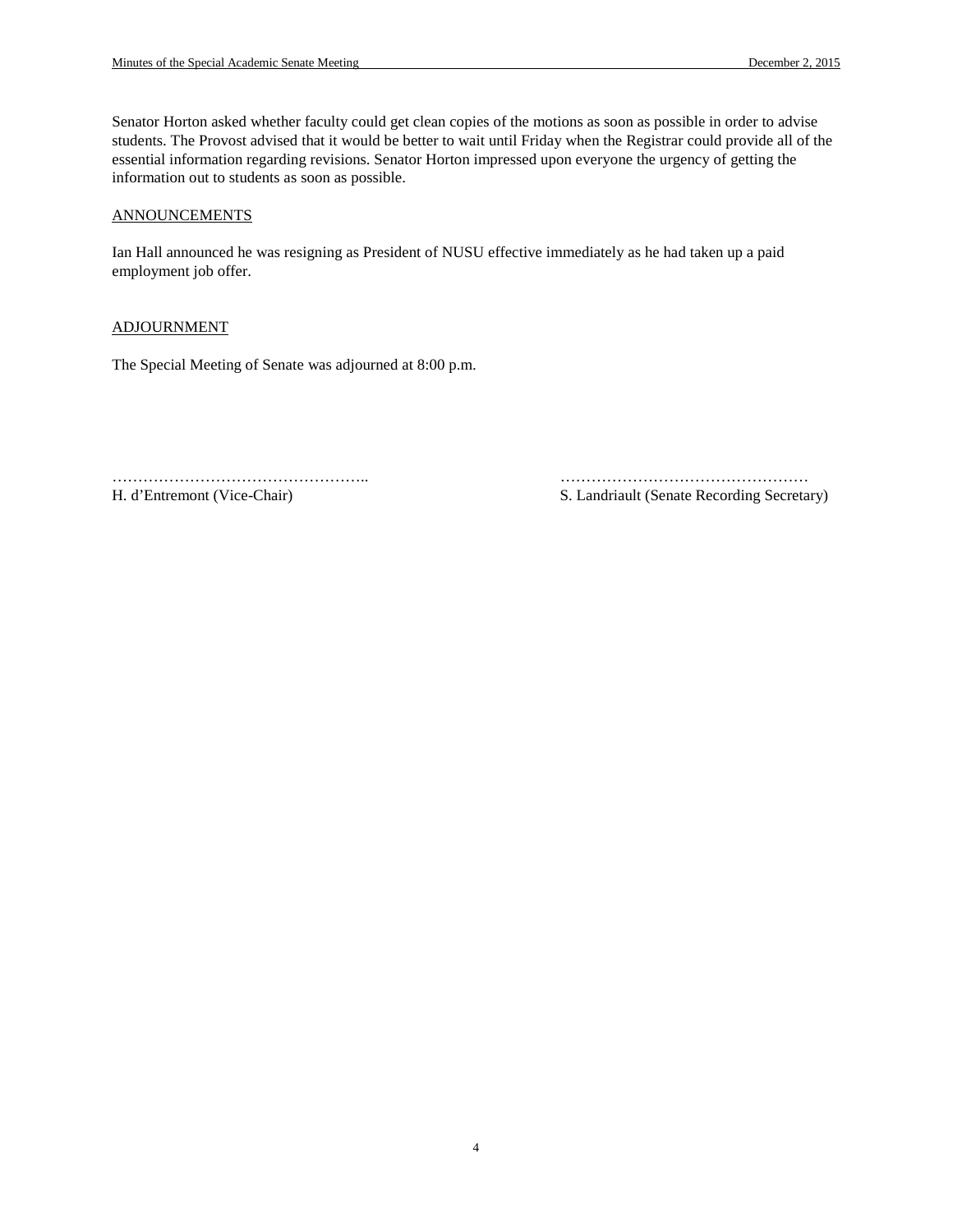Senator Horton asked whether faculty could get clean copies of the motions as soon as possible in order to advise students. The Provost advised that it would be better to wait until Friday when the Registrar could provide all of the essential information regarding revisions. Senator Horton impressed upon everyone the urgency of getting the information out to students as soon as possible.

## ANNOUNCEMENTS

Ian Hall announced he was resigning as President of NUSU effective immediately as he had taken up a paid employment job offer.

## ADJOURNMENT

The Special Meeting of Senate was adjourned at 8:00 p.m.

| | |
|---|---|
| ………………………………………….. | ………………………………………… |
| H. d’Entremont (Vice-Chair) | S. Landriault (Senate Recording Secretary) |